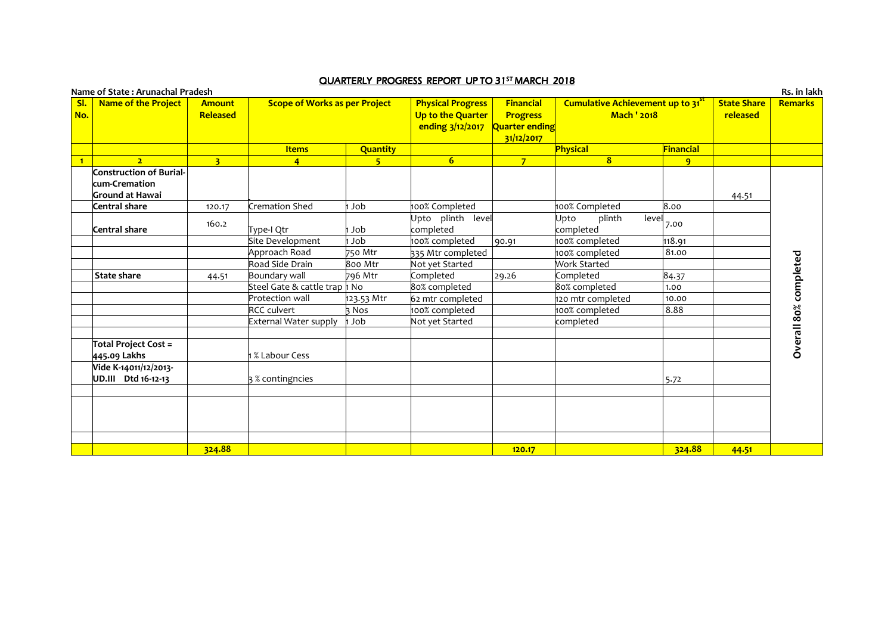## QUARTERLY PROGRESS REPORT UP TO 31ST MARCH 2018

**Name of State : Arunachal Pradesh** — Rs. in lakh

| Sl. No. | Name of the Project | Amount Released | Scope of Works as per Project | | Physical Progress Up to the Quarter ending 3/12/2017 | Financial Progress Quarter ending 31/12/2017 | Cumulative Achievement up to 31st Mach ' 2018 | | State Share released | Remarks |
|---|---|---|---|---|---|---|---|---|---|---|
| | | | Items | Quantity | | | Physical | Financial | | |
| 1 | 2 | 3 | 4 | 5 | 6 | 7 | 8 | 9 | | |
| | **Construction of Burial-cum-Cremation Ground at Hawai** | | | | | | | | 44.51 | Overall 80% completed |
| | **Central share** | 120.17 | Cremation Shed | 1 Job | 100% Completed | | 100% Completed | 8.00 | | |
| | **Central share** | 160.2 | Type-I Qtr | 1 Job | Upto plinth level completed | | Upto plinth level completed | 7.00 | | |
| | | | Site Development | 1 Job | 100% completed | 90.91 | 100% completed | 118.91 | | |
| | | | Approach Road | 750 Mtr | 335 Mtr completed | | 100% completed | 81.00 | | |
| | | | Road Side Drain | 800 Mtr | Not yet Started | | Work Started | | | |
| | **State share** | 44.51 | Boundary wall | 796 Mtr | Completed | 29.26 | Completed | 84.37 | | |
| | | | Steel Gate & cattle trap | 1 No | 80% completed | | 80% completed | 1.00 | | |
| | | | Protection wall | 123.53 Mtr | 62 mtr completed | | 120 mtr completed | 10.00 | | |
| | | | RCC culvert | 3 Nos | 100% completed | | 100% completed | 8.88 | | |
| | | | External Water supply | 1 Job | Not yet Started | | completed | | | |
| | | | | | | | | | | |
| | **Total Project Cost = 445.09 Lakhs** | | 1 % Labour Cess | | | | | | | |
| | **Vide K-14011/12/2013-UD.III Dtd 16-12-13** | | 3 % contingncies | | | | | 5.72 | | |
| | | | | | | | | | | |
| | | | | | | | | | | |
| | | | | | | | | | | |
| | | **324.88** | | | | **120.17** | | **324.88** | **44.51** | |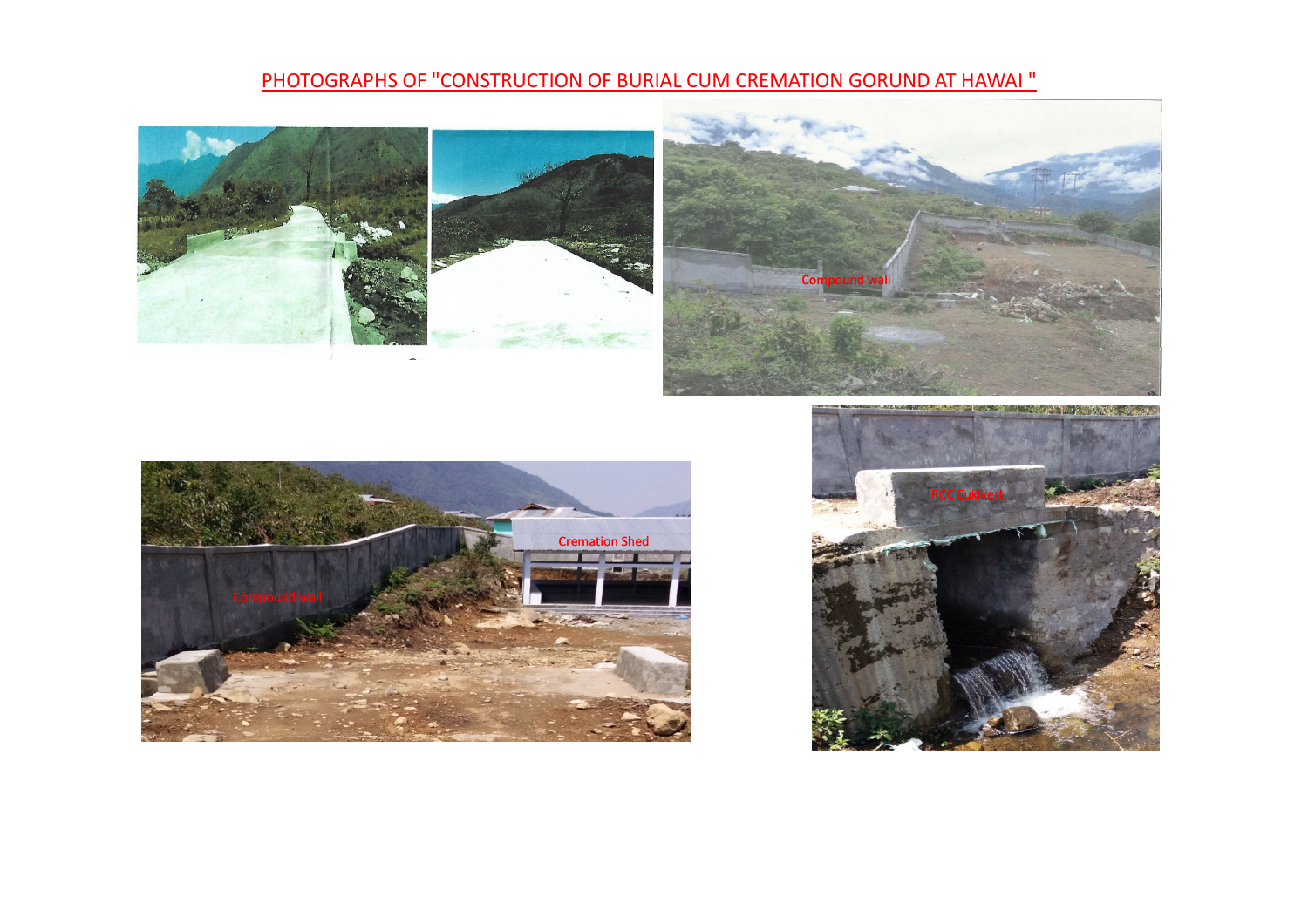# PHOTOGRAPHS OF "CONSTRUCTION OF BURIAL CUM CREMATION GORUND AT HAWAI "